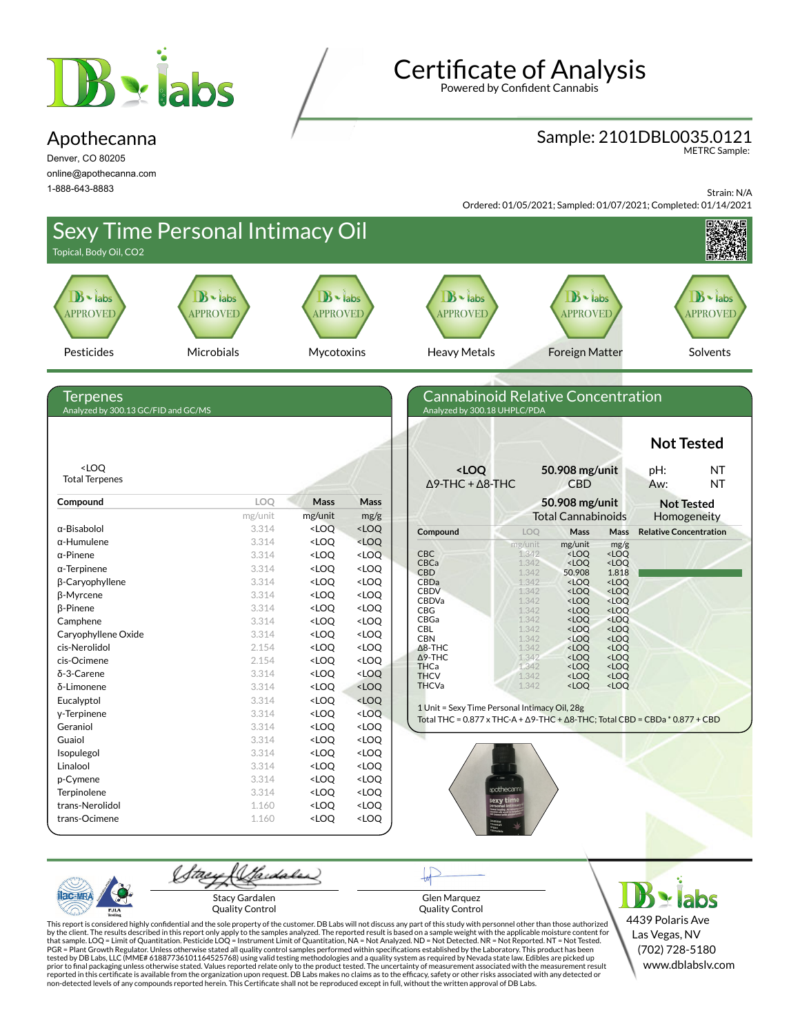# Certificate of Analysis

Powered by Confident Cannabis

## Apothecanna

Denver, CO 80205
online@apothecanna.com
1-888-643-8883

**Sample: 2101DBL0035.0121**
METRC Sample:

Strain: N/A
Ordered: 01/05/2021; Sampled: 01/07/2021; Completed: 01/14/2021

## Sexy Time Personal Intimacy Oil

Topical, Body Oil, CO2

| Pesticides | Microbials | Mycotoxins | Heavy Metals | Foreign Matter | Solvents |
|---|---|---|---|---|---|
| APPROVED | APPROVED | APPROVED | APPROVED | APPROVED | APPROVED |

## Terpenes

Analyzed by 300.13 GC/FID and GC/MS

<LOQ
Total Terpenes

| Compound | LOQ | Mass | Mass |
|---|---|---|---|
| | mg/unit | mg/unit | mg/g |
| α-Bisabolol | 3.314 | <LOQ | <LOQ |
| α-Humulene | 3.314 | <LOQ | <LOQ |
| α-Pinene | 3.314 | <LOQ | <LOQ |
| α-Terpinene | 3.314 | <LOQ | <LOQ |
| β-Caryophyllene | 3.314 | <LOQ | <LOQ |
| β-Myrcene | 3.314 | <LOQ | <LOQ |
| β-Pinene | 3.314 | <LOQ | <LOQ |
| Camphene | 3.314 | <LOQ | <LOQ |
| Caryophyllene Oxide | 3.314 | <LOQ | <LOQ |
| cis-Nerolidol | 2.154 | <LOQ | <LOQ |
| cis-Ocimene | 2.154 | <LOQ | <LOQ |
| δ-3-Carene | 3.314 | <LOQ | <LOQ |
| δ-Limonene | 3.314 | <LOQ | <LOQ |
| Eucalyptol | 3.314 | <LOQ | <LOQ |
| γ-Terpinene | 3.314 | <LOQ | <LOQ |
| Geraniol | 3.314 | <LOQ | <LOQ |
| Guaiol | 3.314 | <LOQ | <LOQ |
| Isopulegol | 3.314 | <LOQ | <LOQ |
| Linalool | 3.314 | <LOQ | <LOQ |
| p-Cymene | 3.314 | <LOQ | <LOQ |
| Terpinolene | 3.314 | <LOQ | <LOQ |
| trans-Nerolidol | 1.160 | <LOQ | <LOQ |
| trans-Ocimene | 1.160 | <LOQ | <LOQ |

## Cannabinoid Relative Concentration

Analyzed by 300.18 UHPLC/PDA

**<LOQ**
Δ9-THC + Δ8-THC

**50.908 mg/unit**
CBD

**50.908 mg/unit**
Total Cannabinoids

**Not Tested**

pH: NT
Aw: NT

**Not Tested**
Homogeneity

| Compound | LOQ | Mass | Mass | Relative Concentration |
|---|---|---|---|---|
| | mg/unit | mg/unit | mg/g | |
| CBC | 1.342 | <LOQ | <LOQ | |
| CBCa | 1.342 | <LOQ | <LOQ | |
| CBD | 1.342 | 50.908 | 1.818 | |
| CBDa | 1.342 | <LOQ | <LOQ | |
| CBDV | 1.342 | <LOQ | <LOQ | |
| CBDVa | 1.342 | <LOQ | <LOQ | |
| CBG | 1.342 | <LOQ | <LOQ | |
| CBGa | 1.342 | <LOQ | <LOQ | |
| CBL | 1.342 | <LOQ | <LOQ | |
| CBN | 1.342 | <LOQ | <LOQ | |
| Δ8-THC | 1.342 | <LOQ | <LOQ | |
| Δ9-THC | 1.342 | <LOQ | <LOQ | |
| THCa | 1.342 | <LOQ | <LOQ | |
| THCV | 1.342 | <LOQ | <LOQ | |
| THCVa | 1.342 | <LOQ | <LOQ | |

1 Unit = Sexy Time Personal Intimacy Oil, 28g
Total THC = 0.877 x THC-A + Δ9-THC + Δ8-THC; Total CBD = CBDa * 0.877 + CBD

Stacy Gardalen
Quality Control

Glen Marquez
Quality Control

4439 Polaris Ave
Las Vegas, NV
(702) 728-5180
www.dblabslv.com

This report is considered highly confidential and the sole property of the customer. DB Labs will not discuss any part of this study with personnel other than those authorized by the client. The results described in this report only apply to the samples analyzed. The reported result is based on a sample weight with the applicable moisture content for that sample. LOQ = Limit of Quantitation. Pesticide LOQ = Instrument Limit of Quantitation, NA = Not Analyzed. ND = Not Detected. NR = Not Reported. NT = Not Tested. PGR = Plant Growth Regulator. Unless otherwise stated all quality control samples performed within specifications established by the Laboratory. This product has been tested by DB Labs, LLC (MME# 61887736101164525768) using valid testing methodologies and a quality system as required by Nevada state law. Edibles are picked up prior to final packaging unless otherwise stated. Values reported relate only to the product tested. The uncertainty of measurement associated with the measurement result reported in this certificate is available from the organization upon request. DB Labs makes no claims as to the efficacy, safety or other risks associated with any detected or non-detected levels of any compounds reported herein. This Certificate shall not be reproduced except in full, without the written approval of DB Labs.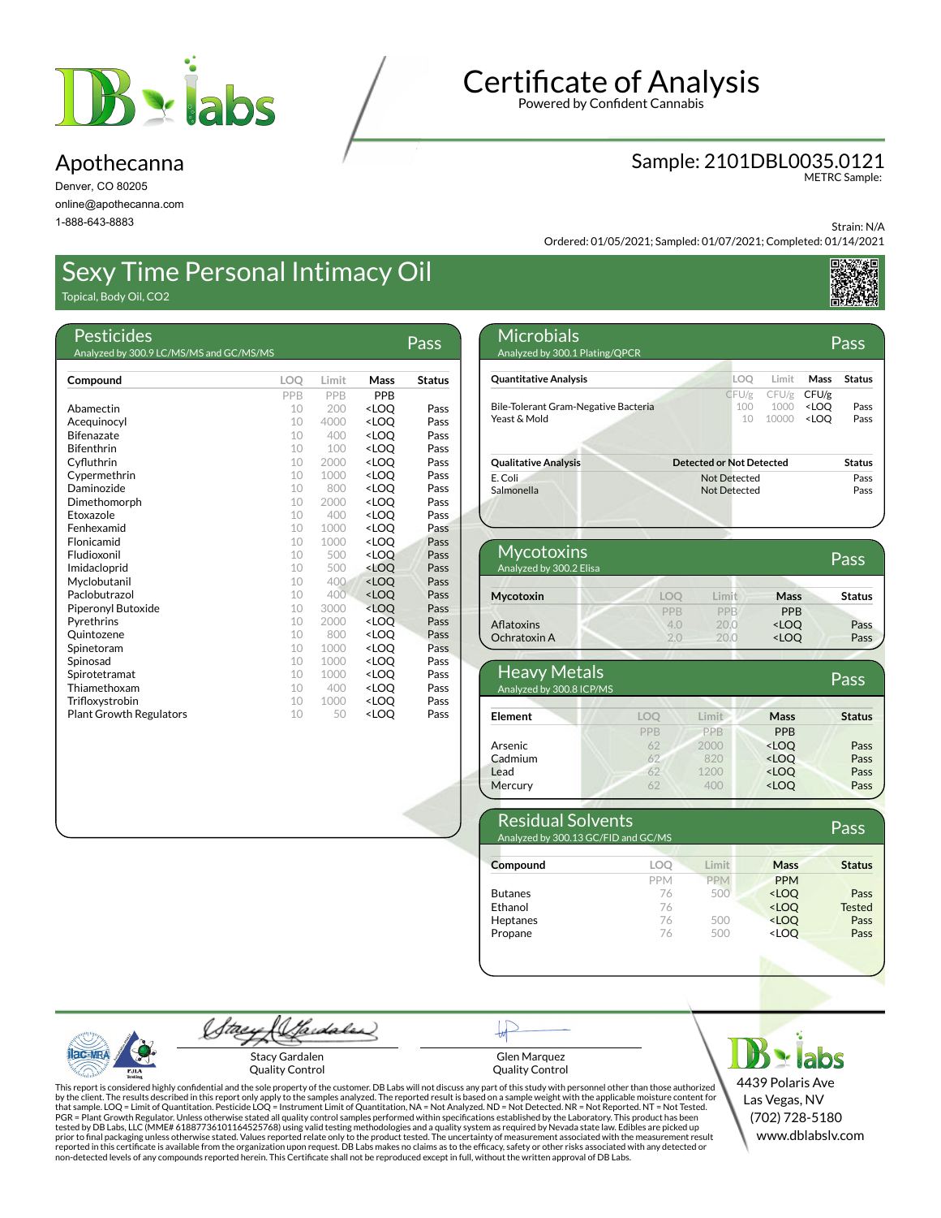# Certificate of Analysis

Powered by Confident Cannabis

## Apothecanna

Denver, CO 80205

online@apothecanna.com

1-888-643-8883

## Sample: 2101DBL0035.0121

METRC Sample:

Strain: N/A

Ordered: 01/05/2021; Sampled: 01/07/2021; Completed: 01/14/2021

# Sexy Time Personal Intimacy Oil

Topical, Body Oil, CO2

## Pesticides — Pass

Analyzed by 300.9 LC/MS/MS and GC/MS/MS

| Compound | LOQ | Limit | Mass | Status |
|---|---|---|---|---|
| | PPB | PPB | PPB | |
| Abamectin | 10 | 200 | <LOQ | Pass |
| Acequinocyl | 10 | 4000 | <LOQ | Pass |
| Bifenazate | 10 | 400 | <LOQ | Pass |
| Bifenthrin | 10 | 100 | <LOQ | Pass |
| Cyfluthrin | 10 | 2000 | <LOQ | Pass |
| Cypermethrin | 10 | 1000 | <LOQ | Pass |
| Daminozide | 10 | 800 | <LOQ | Pass |
| Dimethomorph | 10 | 2000 | <LOQ | Pass |
| Etoxazole | 10 | 400 | <LOQ | Pass |
| Fenhexamid | 10 | 1000 | <LOQ | Pass |
| Flonicamid | 10 | 1000 | <LOQ | Pass |
| Fludioxonil | 10 | 500 | <LOQ | Pass |
| Imidacloprid | 10 | 500 | <LOQ | Pass |
| Myclobutanil | 10 | 400 | <LOQ | Pass |
| Paclobutrazol | 10 | 400 | <LOQ | Pass |
| Piperonyl Butoxide | 10 | 3000 | <LOQ | Pass |
| Pyrethrins | 10 | 2000 | <LOQ | Pass |
| Quintozene | 10 | 800 | <LOQ | Pass |
| Spinetoram | 10 | 1000 | <LOQ | Pass |
| Spinosad | 10 | 1000 | <LOQ | Pass |
| Spirotetramat | 10 | 1000 | <LOQ | Pass |
| Thiamethoxam | 10 | 400 | <LOQ | Pass |
| Trifloxystrobin | 10 | 1000 | <LOQ | Pass |
| Plant Growth Regulators | 10 | 50 | <LOQ | Pass |

## Microbials — Pass

Analyzed by 300.1 Plating/QPCR

| Quantitative Analysis | LOQ | Limit | Mass | Status |
|---|---|---|---|---|
| | CFU/g | CFU/g | CFU/g | |
| Bile-Tolerant Gram-Negative Bacteria | 100 | 1000 | <LOQ | Pass |
| Yeast & Mold | 10 | 10000 | <LOQ | Pass |

| Qualitative Analysis | Detected or Not Detected | Status |
|---|---|---|
| E. Coli | Not Detected | Pass |
| Salmonella | Not Detected | Pass |

## Mycotoxins — Pass

Analyzed by 300.2 Elisa

| Mycotoxin | LOQ | Limit | Mass | Status |
|---|---|---|---|---|
| | PPB | PPB | PPB | |
| Aflatoxins | 4.0 | 20.0 | <LOQ | Pass |
| Ochratoxin A | 2.0 | 20.0 | <LOQ | Pass |

## Heavy Metals — Pass

Analyzed by 300.8 ICP/MS

| Element | LOQ | Limit | Mass | Status |
|---|---|---|---|---|
| | PPB | PPB | PPB | |
| Arsenic | 62 | 2000 | <LOQ | Pass |
| Cadmium | 62 | 820 | <LOQ | Pass |
| Lead | 62 | 1200 | <LOQ | Pass |
| Mercury | 62 | 400 | <LOQ | Pass |

## Residual Solvents — Pass

Analyzed by 300.13 GC/FID and GC/MS

| Compound | LOQ | Limit | Mass | Status |
|---|---|---|---|---|
| | PPM | PPM | PPM | |
| Butanes | 76 | 500 | <LOQ | Pass |
| Ethanol | 76 | | <LOQ | Tested |
| Heptanes | 76 | 500 | <LOQ | Pass |
| Propane | 76 | 500 | <LOQ | Pass |

Stacy Gardalen
Quality Control

Glen Marquez
Quality Control

This report is considered highly confidential and the sole property of the customer. DB Labs will not discuss any part of this study with personnel other than those authorized by the client. The results described in this report only apply to the samples analyzed. The reported result is based on a sample weight with the applicable moisture content for that sample. LOQ = Limit of Quantitation. Pesticide LOQ = Instrument Limit of Quantitation, NA = Not Analyzed. ND = Not Detected. NR = Not Reported. NT = Not Tested. PGR = Plant Growth Regulator. Unless otherwise stated all quality control samples performed within specifications established by the Laboratory. This product has been tested by DB Labs, LLC (MME# 61887736101164525768) using valid testing methodologies and a quality system as required by Nevada state law. Edibles are picked up prior to final packaging unless otherwise stated. Values reported relate only to the product tested. The uncertainty of measurement associated with the measurement result reported in this certificate is available from the organization upon request. DB Labs makes no claims as to the efficacy, safety or other risks associated with any detected or non-detected levels of any compounds reported herein. This Certificate shall not be reproduced except in full, without the written approval of DB Labs.

4439 Polaris Ave
Las Vegas, NV
(702) 728-5180
www.dblabslv.com